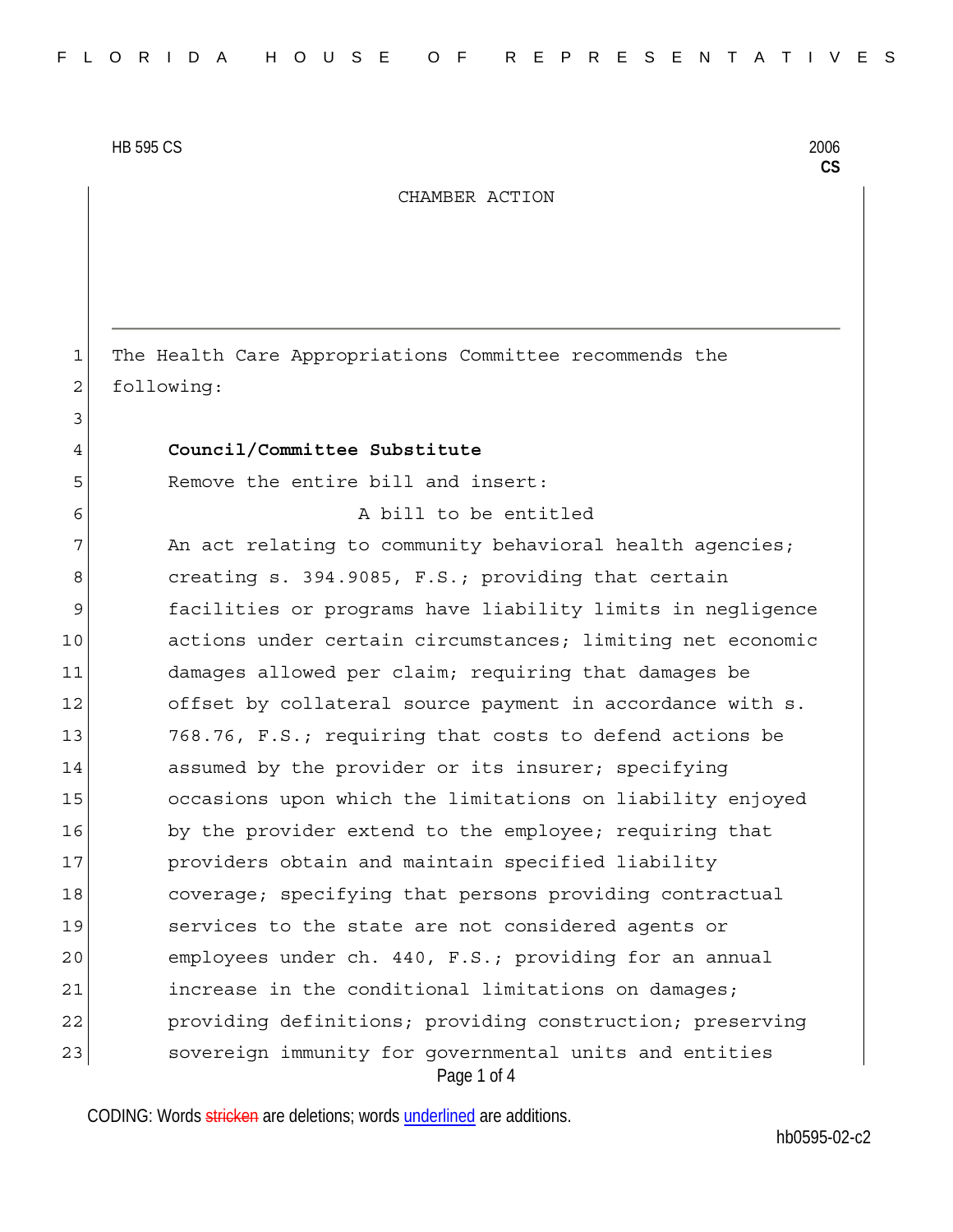HB 595 CS 2006
**CS**

CHAMBER ACTION

The Health Care Appropriations Committee recommends the following:

**Council/Committee Substitute**

Remove the entire bill and insert:

A bill to be entitled

An act relating to community behavioral health agencies; creating s. 394.9085, F.S.; providing that certain facilities or programs have liability limits in negligence actions under certain circumstances; limiting net economic damages allowed per claim; requiring that damages be offset by collateral source payment in accordance with s. 768.76, F.S.; requiring that costs to defend actions be assumed by the provider or its insurer; specifying occasions upon which the limitations on liability enjoyed by the provider extend to the employee; requiring that providers obtain and maintain specified liability coverage; specifying that persons providing contractual services to the state are not considered agents or employees under ch. 440, F.S.; providing for an annual increase in the conditional limitations on damages; providing definitions; providing construction; preserving sovereign immunity for governmental units and entities

CODING: Words stricken are deletions; words underlined are additions.

hb0595-02-c2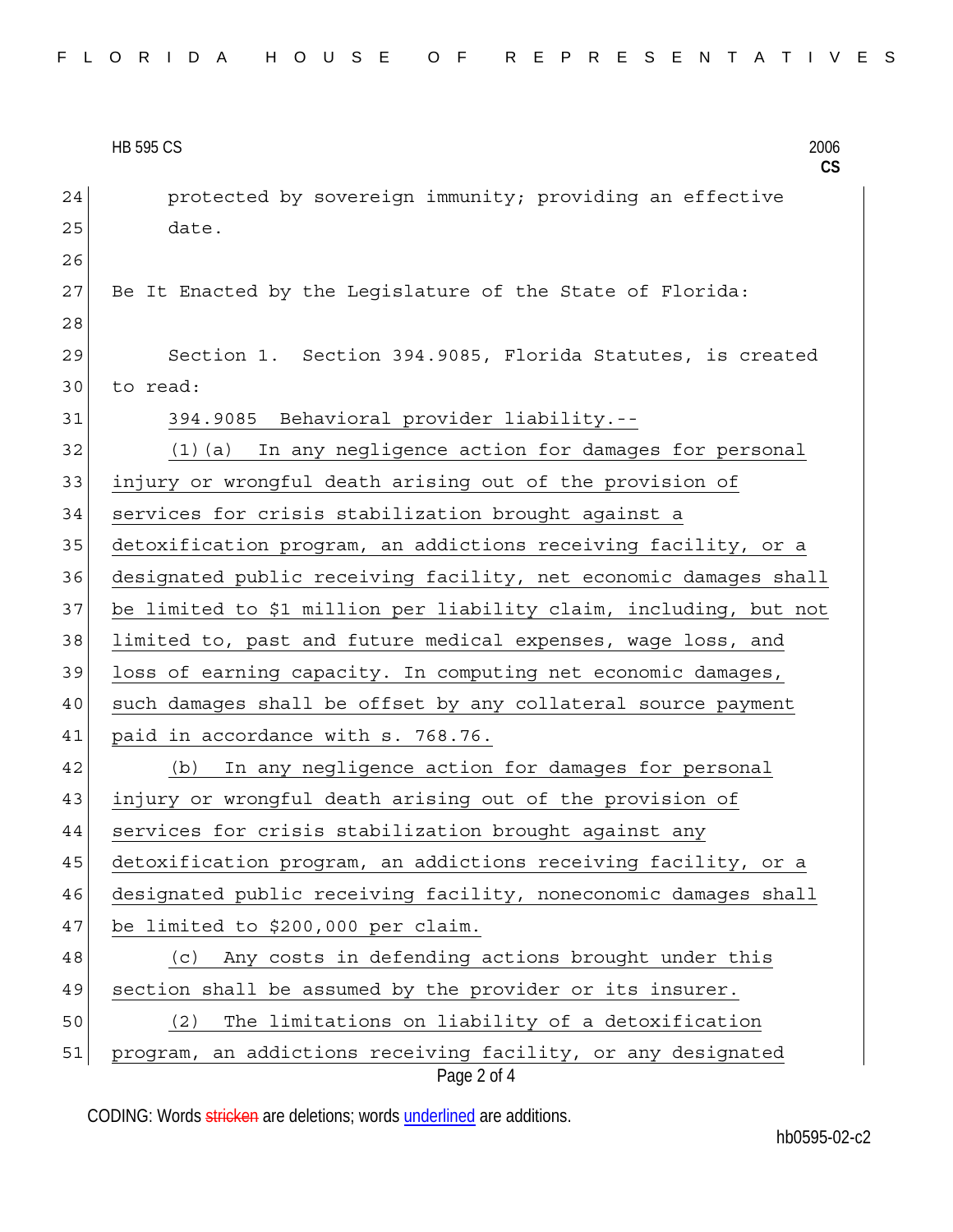protected by sovereign immunity; providing an effective date.

Be It Enacted by the Legislature of the State of Florida:

Section 1. Section 394.9085, Florida Statutes, is created to read:

394.9085 Behavioral provider liability.--

(1)(a) In any negligence action for damages for personal injury or wrongful death arising out of the provision of services for crisis stabilization brought against a detoxification program, an addictions receiving facility, or a designated public receiving facility, net economic damages shall be limited to $1 million per liability claim, including, but not limited to, past and future medical expenses, wage loss, and loss of earning capacity. In computing net economic damages, such damages shall be offset by any collateral source payment paid in accordance with s. 768.76.

(b) In any negligence action for damages for personal injury or wrongful death arising out of the provision of services for crisis stabilization brought against any detoxification program, an addictions receiving facility, or a designated public receiving facility, noneconomic damages shall be limited to $200,000 per claim.

(c) Any costs in defending actions brought under this section shall be assumed by the provider or its insurer.

(2) The limitations on liability of a detoxification program, an addictions receiving facility, or any designated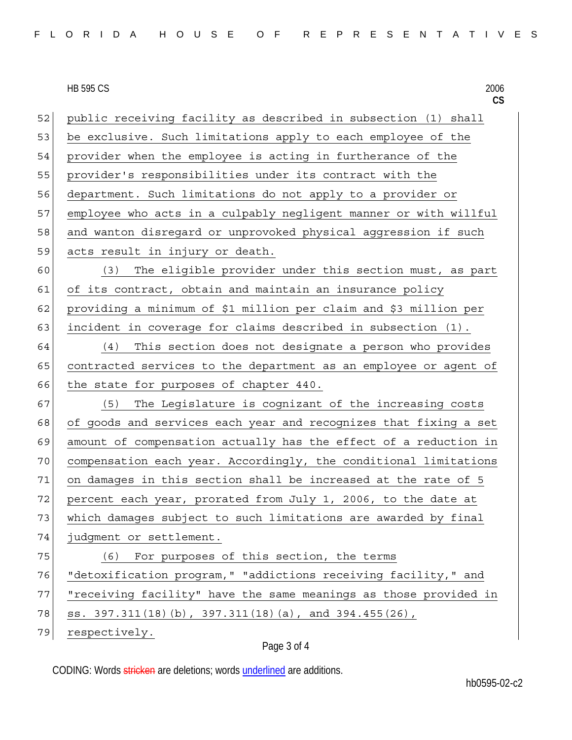public receiving facility as described in subsection (1) shall be exclusive. Such limitations apply to each employee of the provider when the employee is acting in furtherance of the provider's responsibilities under its contract with the department. Such limitations do not apply to a provider or employee who acts in a culpably negligent manner or with willful and wanton disregard or unprovoked physical aggression if such acts result in injury or death.

(3) The eligible provider under this section must, as part of its contract, obtain and maintain an insurance policy providing a minimum of $1 million per claim and $3 million per incident in coverage for claims described in subsection (1).

(4) This section does not designate a person who provides contracted services to the department as an employee or agent of the state for purposes of chapter 440.

(5) The Legislature is cognizant of the increasing costs of goods and services each year and recognizes that fixing a set amount of compensation actually has the effect of a reduction in compensation each year. Accordingly, the conditional limitations on damages in this section shall be increased at the rate of 5 percent each year, prorated from July 1, 2006, to the date at which damages subject to such limitations are awarded by final judgment or settlement.

(6) For purposes of this section, the terms "detoxification program," "addictions receiving facility," and "receiving facility" have the same meanings as those provided in ss. 397.311(18)(b), 397.311(18)(a), and 394.455(26), respectively.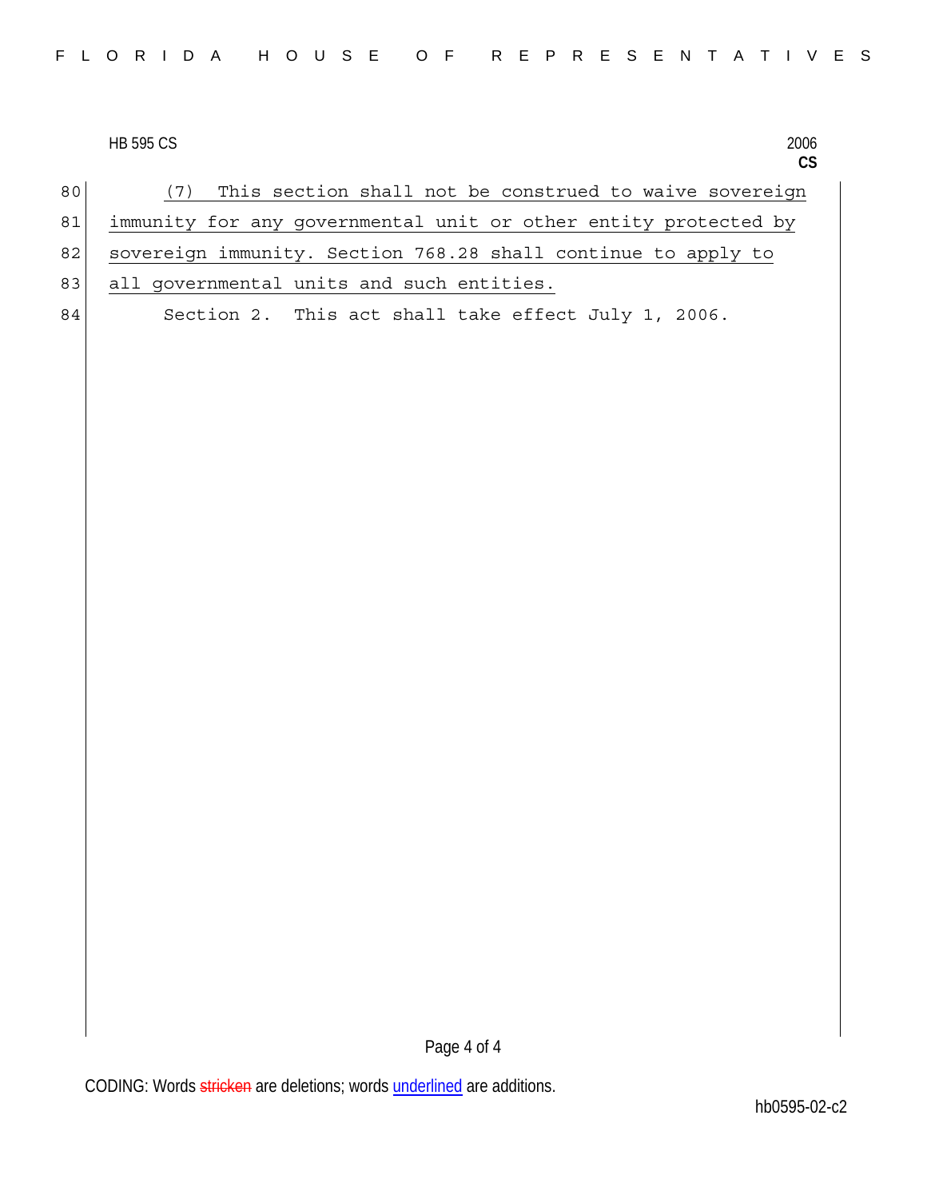(7) This section shall not be construed to waive sovereign immunity for any governmental unit or other entity protected by sovereign immunity. Section 768.28 shall continue to apply to all governmental units and such entities.

Section 2. This act shall take effect July 1, 2006.